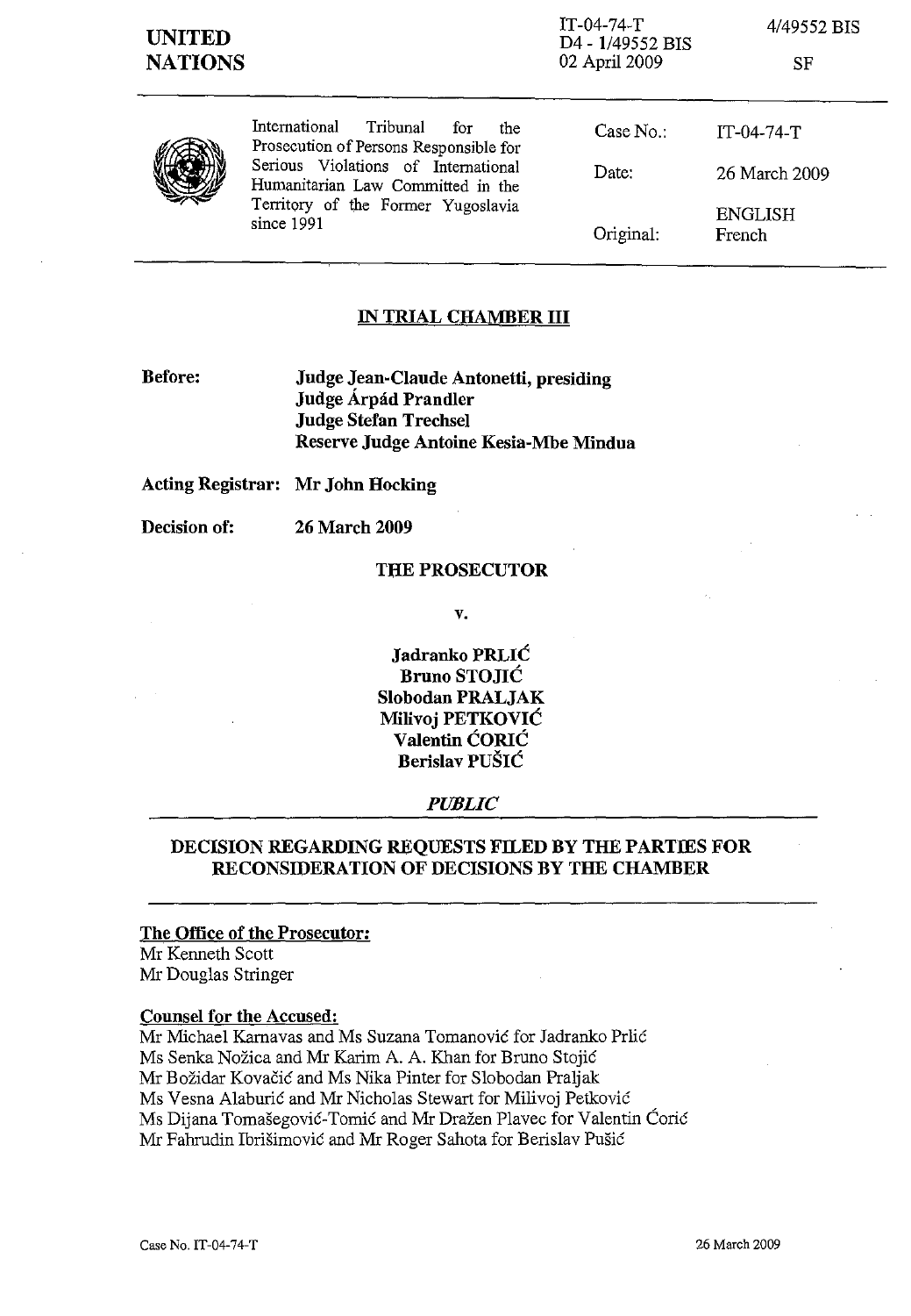**UNITED NATIONS**

IT-04-74-T
D4 - 1/49552 BIS
02 April 2009

4/49552 BIS

SF

International Tribunal for the Prosecution of Persons Responsible for Serious Violations of International Humanitarian Law Committed in the Territory of the Former Yugoslavia since 1991

| | |
|---|---|
| Case No.: | IT-04-74-T |
| Date: | 26 March 2009 |
| Original: | ENGLISH<br>French |

## IN TRIAL CHAMBER III

**Before:** **Judge Jean-Claude Antonetti, presiding**
**Judge Árpád Prandler**
**Judge Stefan Trechsel**
**Reserve Judge Antoine Kesia-Mbe Mindua**

**Acting Registrar:** **Mr John Hocking**

**Decision of:** **26 March 2009**

**THE PROSECUTOR**

**v.**

**Jadranko PRLIĆ**
**Bruno STOJIĆ**
**Slobodan PRALJAK**
**Milivoj PETKOVIĆ**
**Valentin ĆORIĆ**
**Berislav PUŠIĆ**

***PUBLIC***

## DECISION REGARDING REQUESTS FILED BY THE PARTIES FOR RECONSIDERATION OF DECISIONS BY THE CHAMBER

**The Office of the Prosecutor:**
Mr Kenneth Scott
Mr Douglas Stringer

**Counsel for the Accused:**
Mr Michael Karnavas and Ms Suzana Tomanović for Jadranko Prlić
Ms Senka Nožica and Mr Karim A. A. Khan for Bruno Stojić
Mr Božidar Kovačić and Ms Nika Pinter for Slobodan Praljak
Ms Vesna Alaburić and Mr Nicholas Stewart for Milivoj Petković
Ms Dijana Tomašegović-Tomić and Mr Dražen Plavec for Valentin Ćorić
Mr Fahrudin Ibrišimović and Mr Roger Sahota for Berislav Pušić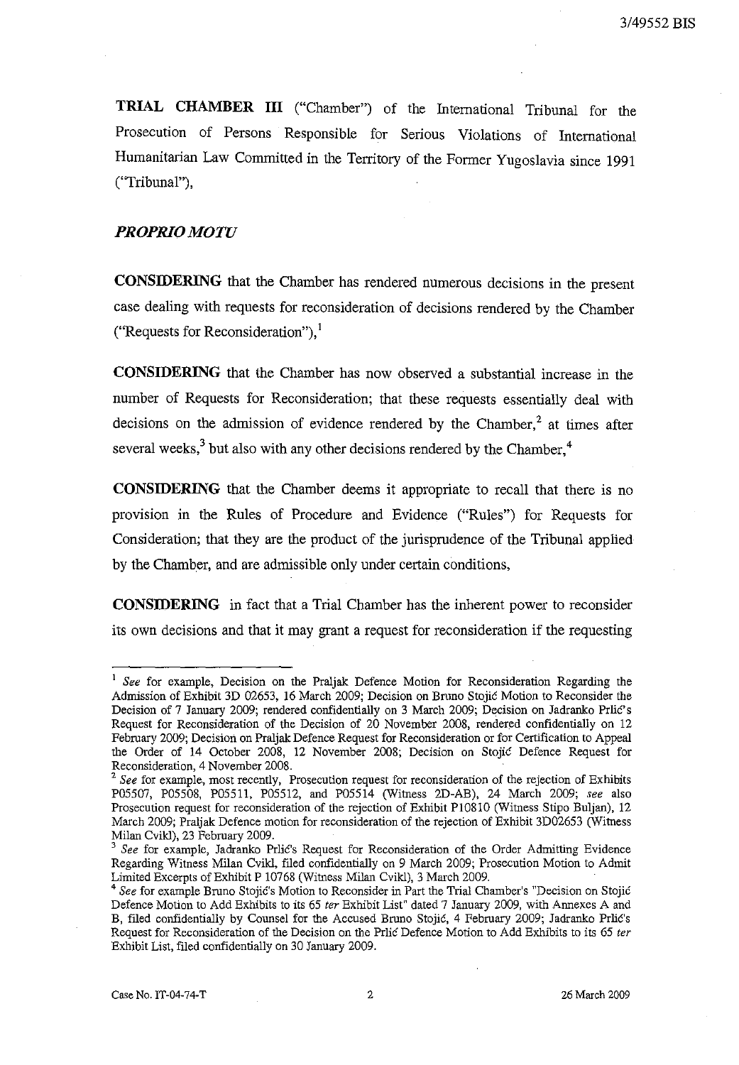**TRIAL CHAMBER III** ("Chamber") of the International Tribunal for the Prosecution of Persons Responsible for Serious Violations of International Humanitarian Law Committed in the Territory of the Former Yugoslavia since 1991 ("Tribunal"),

***PROPRIO MOTU***

**CONSIDERING** that the Chamber has rendered numerous decisions in the present case dealing with requests for reconsideration of decisions rendered by the Chamber ("Requests for Reconsideration"),[1]

**CONSIDERING** that the Chamber has now observed a substantial increase in the number of Requests for Reconsideration; that these requests essentially deal with decisions on the admission of evidence rendered by the Chamber,[2] at times after several weeks,[3] but also with any other decisions rendered by the Chamber,[4]

**CONSIDERING** that the Chamber deems it appropriate to recall that there is no provision in the Rules of Procedure and Evidence ("Rules") for Requests for Consideration; that they are the product of the jurisprudence of the Tribunal applied by the Chamber, and are admissible only under certain conditions,

**CONSIDERING** in fact that a Trial Chamber has the inherent power to reconsider its own decisions and that it may grant a request for reconsideration if the requesting

---

[1] *See* for example, Decision on the Praljak Defence Motion for Reconsideration Regarding the Admission of Exhibit 3D 02653, 16 March 2009; Decision on Bruno Stojić Motion to Reconsider the Decision of 7 January 2009; rendered confidentially on 3 March 2009; Decision on Jadranko Prlić's Request for Reconsideration of the Decision of 20 November 2008, rendered confidentially on 12 February 2009; Decision on Praljak Defence Request for Reconsideration or for Certification to Appeal the Order of 14 October 2008, 12 November 2008; Decision on Stojić Defence Request for Reconsideration, 4 November 2008.

[2] *See* for example, most recently, Prosecution request for reconsideration of the rejection of Exhibits P05507, P05508, P05511, P05512, and P05514 (Witness 2D-AB), 24 March 2009; *see* also Prosecution request for reconsideration of the rejection of Exhibit P10810 (Witness Stipo Buljan), 12 March 2009; Praljak Defence motion for reconsideration of the rejection of Exhibit 3D02653 (Witness Milan Cvikl), 23 February 2009.

[3] *See* for example, Jadranko Prlić's Request for Reconsideration of the Order Admitting Evidence Regarding Witness Milan Cvikl, filed confidentially on 9 March 2009; Prosecution Motion to Admit Limited Excerpts of Exhibit P 10768 (Witness Milan Cvikl), 3 March 2009.

[4] *See* for example Bruno Stojić's Motion to Reconsider in Part the Trial Chamber's "Decision on Stojić Defence Motion to Add Exhibits to its 65 *ter* Exhibit List" dated 7 January 2009, with Annexes A and B, filed confidentially by Counsel for the Accused Bruno Stojić, 4 February 2009; Jadranko Prlić's Request for Reconsideration of the Decision on the Prlić Defence Motion to Add Exhibits to its 65 *ter* Exhibit List, filed confidentially on 30 January 2009.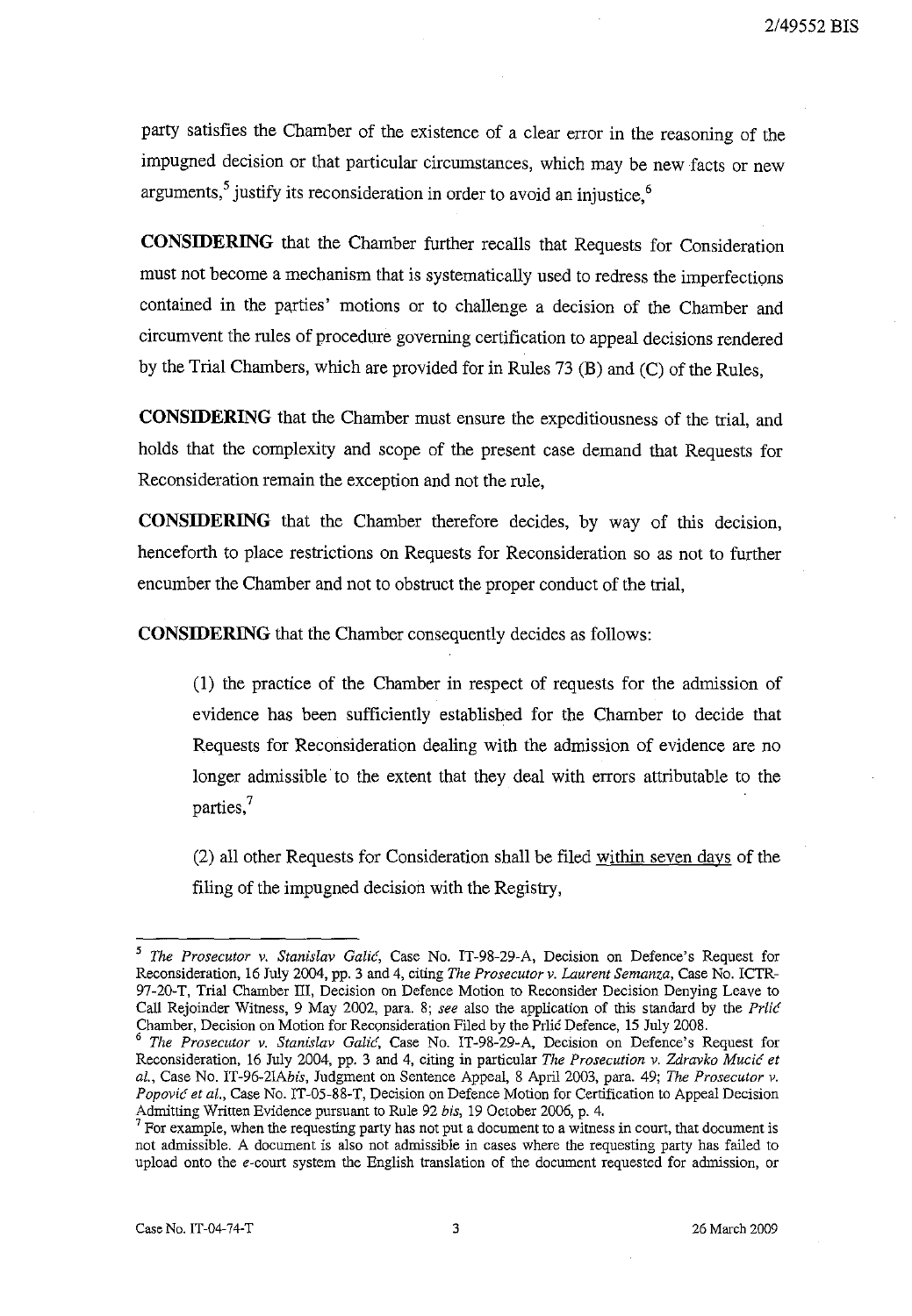party satisfies the Chamber of the existence of a clear error in the reasoning of the impugned decision or that particular circumstances, which may be new facts or new arguments,[5] justify its reconsideration in order to avoid an injustice,[6]

**CONSIDERING** that the Chamber further recalls that Requests for Consideration must not become a mechanism that is systematically used to redress the imperfections contained in the parties' motions or to challenge a decision of the Chamber and circumvent the rules of procedure governing certification to appeal decisions rendered by the Trial Chambers, which are provided for in Rules 73 (B) and (C) of the Rules,

**CONSIDERING** that the Chamber must ensure the expeditiousness of the trial, and holds that the complexity and scope of the present case demand that Requests for Reconsideration remain the exception and not the rule,

**CONSIDERING** that the Chamber therefore decides, by way of this decision, henceforth to place restrictions on Requests for Reconsideration so as not to further encumber the Chamber and not to obstruct the proper conduct of the trial,

**CONSIDERING** that the Chamber consequently decides as follows:

> (1) the practice of the Chamber in respect of requests for the admission of evidence has been sufficiently established for the Chamber to decide that Requests for Reconsideration dealing with the admission of evidence are no longer admissible to the extent that they deal with errors attributable to the parties,[7]
>
> (2) all other Requests for Consideration shall be filed <u>within seven days</u> of the filing of the impugned decision with the Registry,

---

[5] *The Prosecutor v. Stanislav Galić*, Case No. IT-98-29-A, Decision on Defence's Request for Reconsideration, 16 July 2004, pp. 3 and 4, citing *The Prosecutor v. Laurent Semanza*, Case No. ICTR-97-20-T, Trial Chamber III, Decision on Defence Motion to Reconsider Decision Denying Leave to Call Rejoinder Witness, 9 May 2002, para. 8; *see* also the application of this standard by the *Prlić* Chamber, Decision on Motion for Reconsideration Filed by the Prlić Defence, 15 July 2008.

[6] *The Prosecutor v. Stanislav Galić*, Case No. IT-98-29-A, Decision on Defence's Request for Reconsideration, 16 July 2004, pp. 3 and 4, citing in particular *The Prosecution v. Zdravko Mucić et al.*, Case No. IT-96-21A*bis*, Judgment on Sentence Appeal, 8 April 2003, para. 49; *The Prosecutor v. Popović et al.*, Case No. IT-05-88-T, Decision on Defence Motion for Certification to Appeal Decision Admitting Written Evidence pursuant to Rule 92 *bis*, 19 October 2006, p. 4.

[7] For example, when the requesting party has not put a document to a witness in court, that document is not admissible. A document is also not admissible in cases where the requesting party has failed to upload onto the *e*-court system the English translation of the document requested for admission, or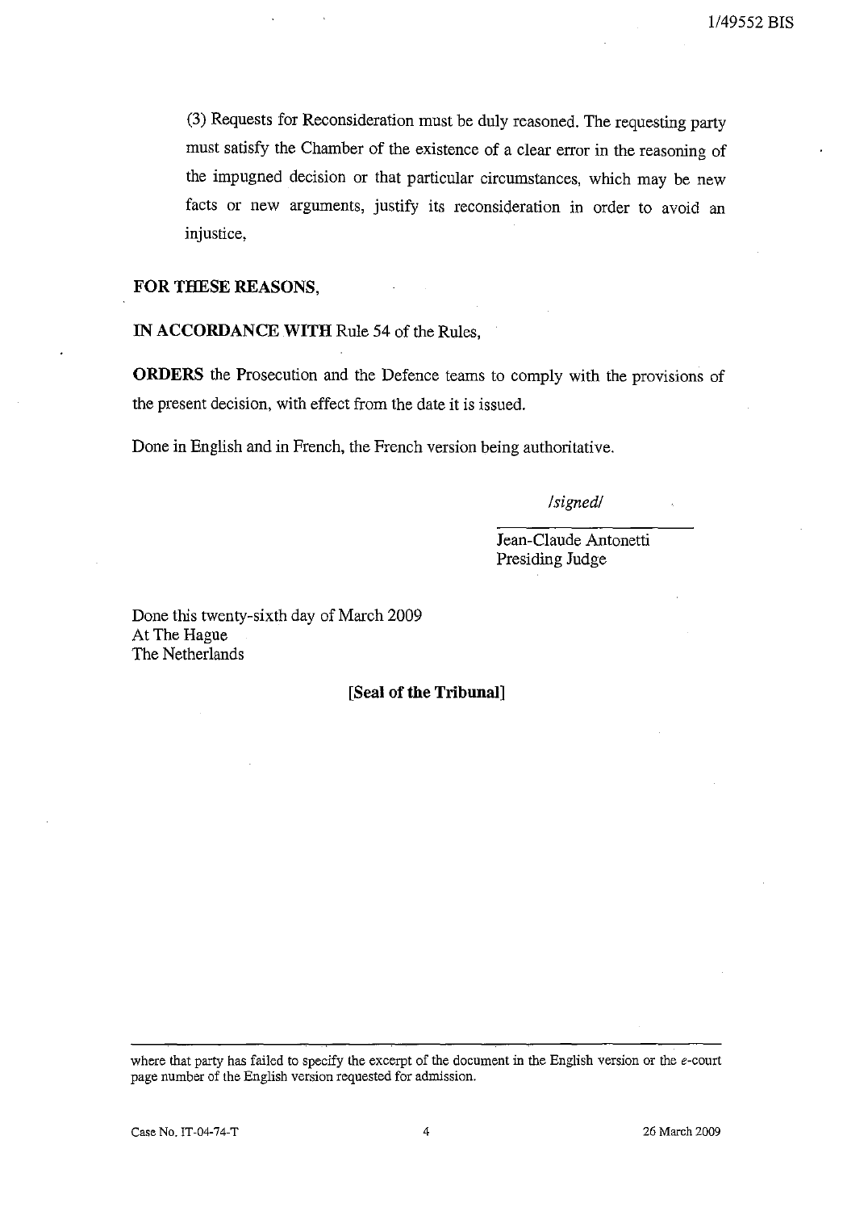(3) Requests for Reconsideration must be duly reasoned. The requesting party must satisfy the Chamber of the existence of a clear error in the reasoning of the impugned decision or that particular circumstances, which may be new facts or new arguments, justify its reconsideration in order to avoid an injustice,

**FOR THESE REASONS,**

**IN ACCORDANCE WITH** Rule 54 of the Rules,

**ORDERS** the Prosecution and the Defence teams to comply with the provisions of the present decision, with effect from the date it is issued.

Done in English and in French, the French version being authoritative.

*/signed/*

Jean-Claude Antonetti
Presiding Judge

Done this twenty-sixth day of March 2009
At The Hague
The Netherlands

**[Seal of the Tribunal]**

where that party has failed to specify the excerpt of the document in the English version or the e-court page number of the English version requested for admission.